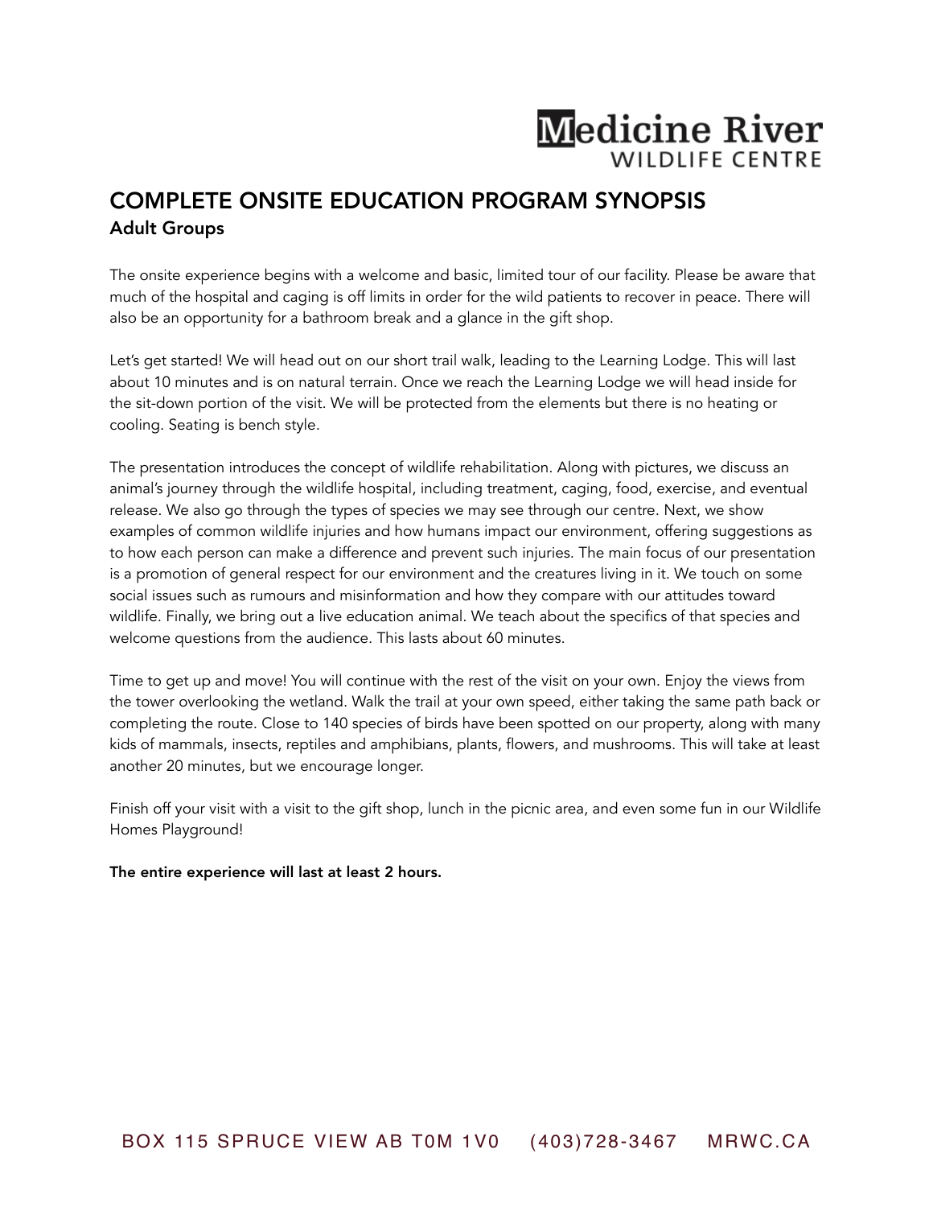# Medicine River WILDLIFE CENTRE

## COMPLETE ONSITE EDUCATION PROGRAM SYNOPSIS

### Adult Groups

The onsite experience begins with a welcome and basic, limited tour of our facility. Please be aware that much of the hospital and caging is off limits in order for the wild patients to recover in peace. There will also be an opportunity for a bathroom break and a glance in the gift shop.

Let's get started! We will head out on our short trail walk, leading to the Learning Lodge. This will last about 10 minutes and is on natural terrain. Once we reach the Learning Lodge we will head inside for the sit-down portion of the visit. We will be protected from the elements but there is no heating or cooling. Seating is bench style.

The presentation introduces the concept of wildlife rehabilitation. Along with pictures, we discuss an animal's journey through the wildlife hospital, including treatment, caging, food, exercise, and eventual release. We also go through the types of species we may see through our centre. Next, we show examples of common wildlife injuries and how humans impact our environment, offering suggestions as to how each person can make a difference and prevent such injuries. The main focus of our presentation is a promotion of general respect for our environment and the creatures living in it. We touch on some social issues such as rumours and misinformation and how they compare with our attitudes toward wildlife. Finally, we bring out a live education animal. We teach about the specifics of that species and welcome questions from the audience. This lasts about 60 minutes.

Time to get up and move! You will continue with the rest of the visit on your own. Enjoy the views from the tower overlooking the wetland. Walk the trail at your own speed, either taking the same path back or completing the route. Close to 140 species of birds have been spotted on our property, along with many kids of mammals, insects, reptiles and amphibians, plants, flowers, and mushrooms. This will take at least another 20 minutes, but we encourage longer.

Finish off your visit with a visit to the gift shop, lunch in the picnic area, and even some fun in our Wildlife Homes Playground!

**The entire experience will last at least 2 hours.**

BOX 115 SPRUCE VIEW AB T0M 1V0 (403)728-3467 MRWC.CA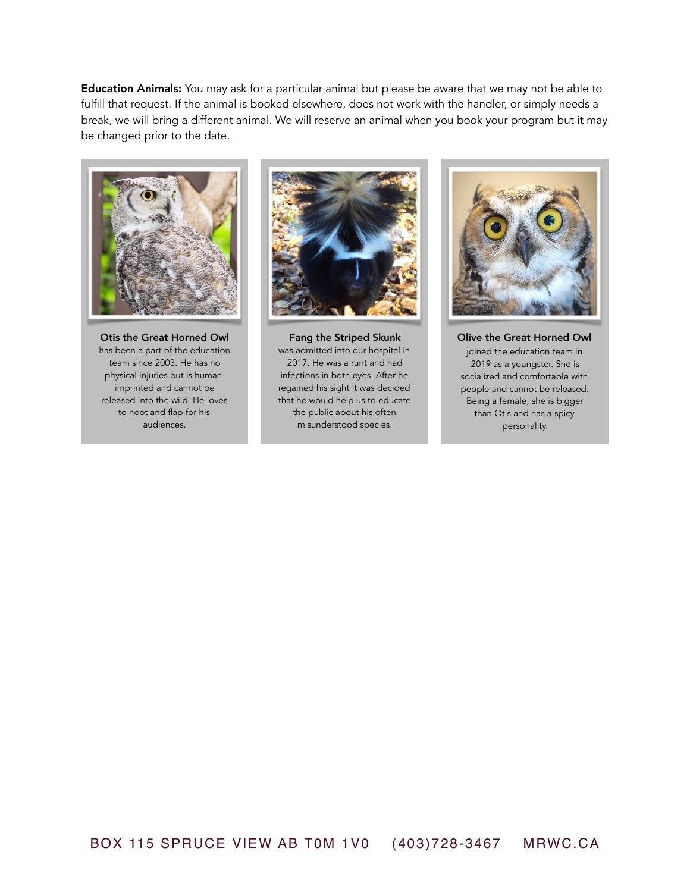**Education Animals:** You may ask for a particular animal but please be aware that we may not be able to fulfill that request. If the animal is booked elsewhere, does not work with the handler, or simply needs a break, we will bring a different animal. We will reserve an animal when you book your program but it may be changed prior to the date.

**Otis the Great Horned Owl**
has been a part of the education team since 2003. He has no physical injuries but is human-imprinted and cannot be released into the wild. He loves to hoot and flap for his audiences.

**Fang the Striped Skunk**
was admitted into our hospital in 2017. He was a runt and had infections in both eyes. After he regained his sight it was decided that he would help us to educate the public about his often misunderstood species.

**Olive the Great Horned Owl**
joined the education team in 2019 as a youngster. She is socialized and comfortable with people and cannot be released. Being a female, she is bigger than Otis and has a spicy personality.

BOX 115 SPRUCE VIEW AB T0M 1V0 (403)728-3467 MRWC.CA